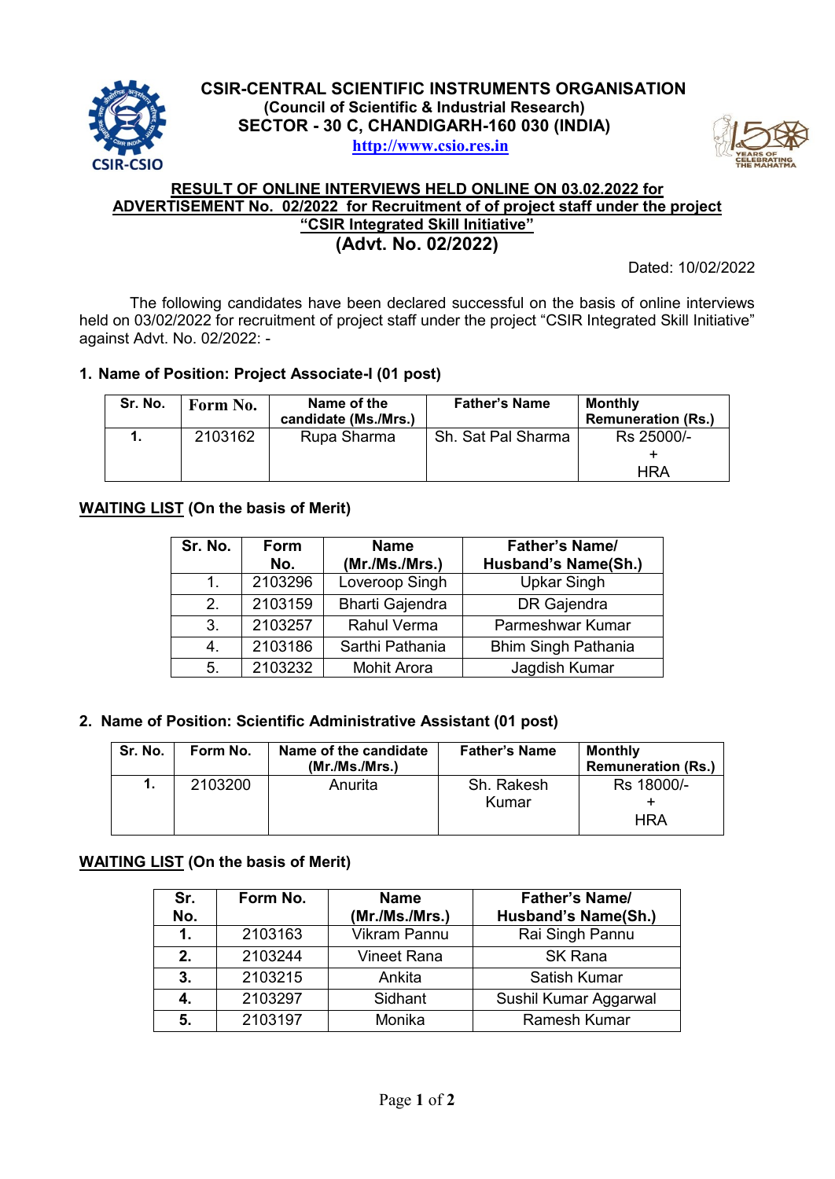# CSIR-CENTRAL SCIENTIFIC INSTRUMENTS ORGANISATION

**(Council of Scientific & Industrial Research)**

**SECTOR - 30 C, CHANDIGARH-160 030 (INDIA)**

**http://www.csio.res.in**

## RESULT OF ONLINE INTERVIEWS HELD ONLINE ON 03.02.2022 for ADVERTISEMENT No. 02/2022 for Recruitment of of project staff under the project "CSIR Integrated Skill Initiative"

## (Advt. No. 02/2022)

Dated: 10/02/2022

The following candidates have been declared successful on the basis of online interviews held on 03/02/2022 for recruitment of project staff under the project "CSIR Integrated Skill Initiative" against Advt. No. 02/2022: -

### 1. Name of Position: Project Associate-I (01 post)

| Sr. No. | Form No. | Name of the candidate (Ms./Mrs.) | Father's Name | Monthly Remuneration (Rs.) |
|---|---|---|---|---|
| 1. | 2103162 | Rupa Sharma | Sh. Sat Pal Sharma | Rs 25000/- + HRA |

**WAITING LIST (On the basis of Merit)**

| Sr. No. | Form No. | Name (Mr./Ms./Mrs.) | Father's Name/ Husband's Name(Sh.) |
|---|---|---|---|
| 1. | 2103296 | Loveroop Singh | Upkar Singh |
| 2. | 2103159 | Bharti Gajendra | DR Gajendra |
| 3. | 2103257 | Rahul Verma | Parmeshwar Kumar |
| 4. | 2103186 | Sarthi Pathania | Bhim Singh Pathania |
| 5. | 2103232 | Mohit Arora | Jagdish Kumar |

### 2. Name of Position: Scientific Administrative Assistant (01 post)

| Sr. No. | Form No. | Name of the candidate (Mr./Ms./Mrs.) | Father's Name | Monthly Remuneration (Rs.) |
|---|---|---|---|---|
| 1. | 2103200 | Anurita | Sh. Rakesh Kumar | Rs 18000/- + HRA |

**WAITING LIST (On the basis of Merit)**

| Sr. No. | Form No. | Name (Mr./Ms./Mrs.) | Father's Name/ Husband's Name(Sh.) |
|---|---|---|---|
| 1. | 2103163 | Vikram Pannu | Rai Singh Pannu |
| 2. | 2103244 | Vineet Rana | SK Rana |
| 3. | 2103215 | Ankita | Satish Kumar |
| 4. | 2103297 | Sidhant | Sushil Kumar Aggarwal |
| 5. | 2103197 | Monika | Ramesh Kumar |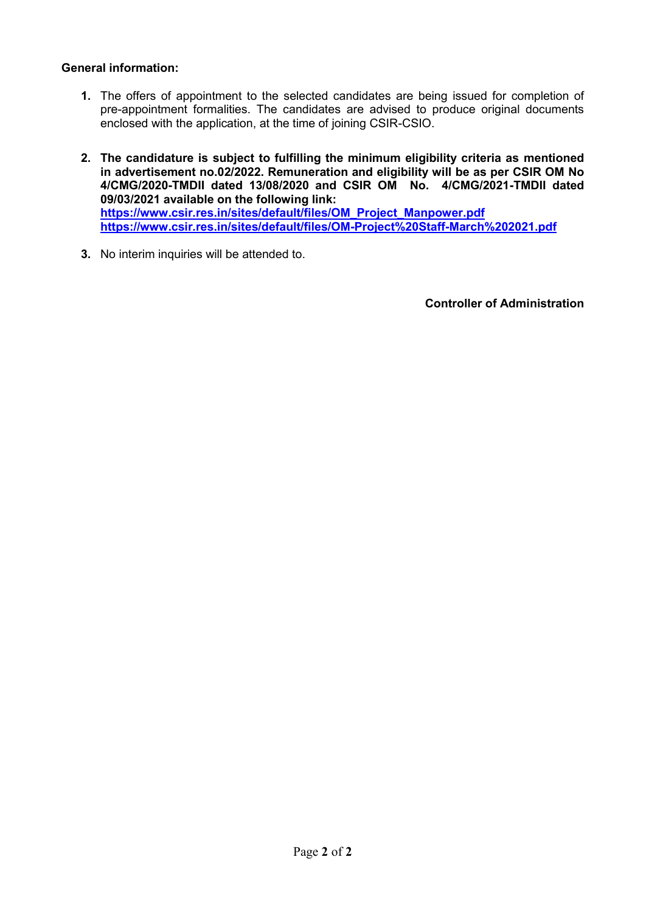**General information:**

1. The offers of appointment to the selected candidates are being issued for completion of pre-appointment formalities. The candidates are advised to produce original documents enclosed with the application, at the time of joining CSIR-CSIO.

2. **The candidature is subject to fulfilling the minimum eligibility criteria as mentioned in advertisement no.02/2022. Remuneration and eligibility will be as per CSIR OM No 4/CMG/2020-TMDII dated 13/08/2020 and CSIR OM No. 4/CMG/2021-TMDII dated 09/03/2021 available on the following link:**
   **https://www.csir.res.in/sites/default/files/OM_Project_Manpower.pdf**
   **https://www.csir.res.in/sites/default/files/OM-Project%20Staff-March%202021.pdf**

3. No interim inquiries will be attended to.

**Controller of Administration**